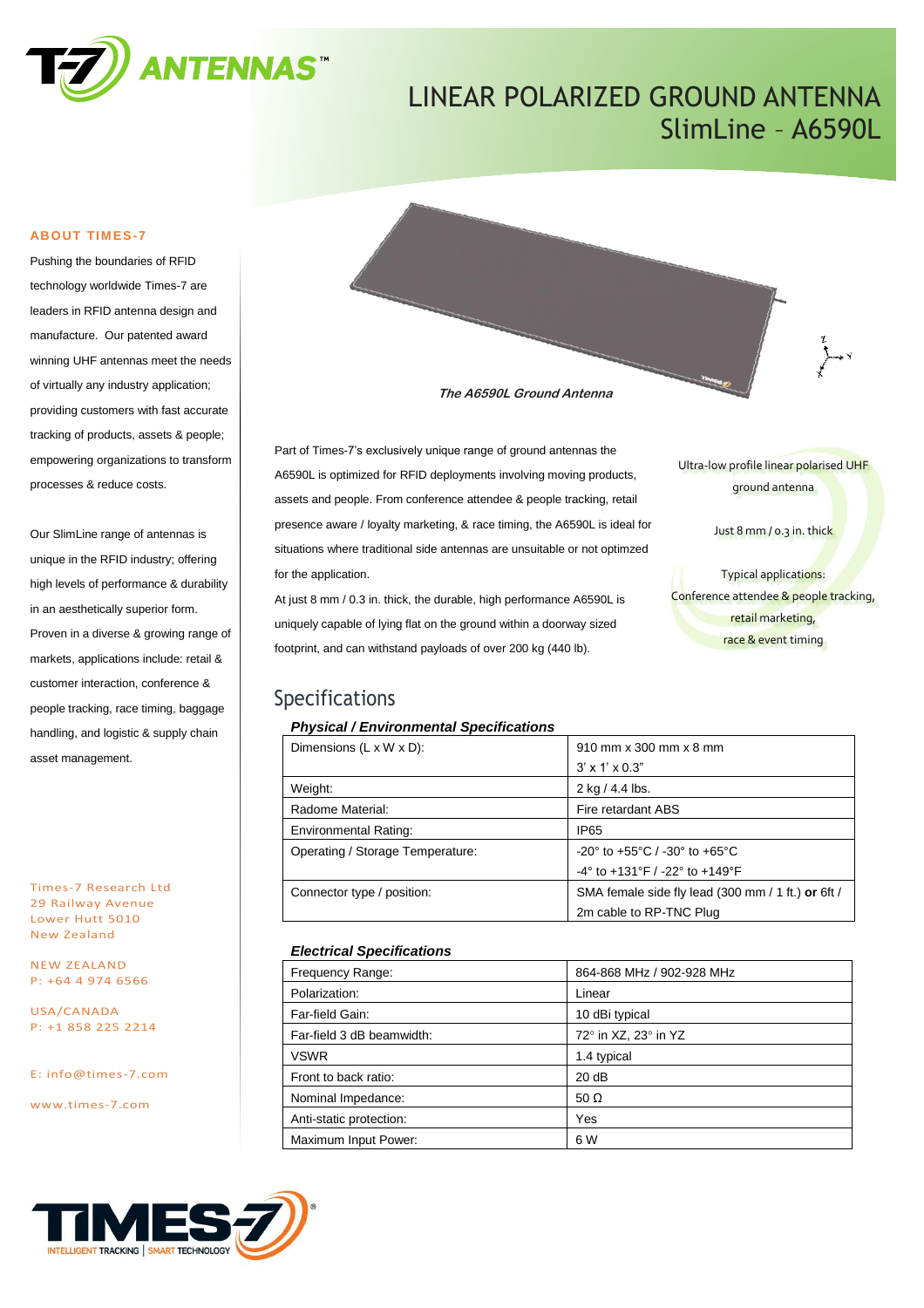# LINEAR POLARIZED GROUND ANTENNA
## SlimLine – A6590L

### ABOUT TIMES-7

Pushing the boundaries of RFID technology worldwide Times-7 are leaders in RFID antenna design and manufacture. Our patented award winning UHF antennas meet the needs of virtually any industry application; providing customers with fast accurate tracking of products, assets & people; empowering organizations to transform processes & reduce costs.

Our SlimLine range of antennas is unique in the RFID industry; offering high levels of performance & durability in an aesthetically superior form. Proven in a diverse & growing range of markets, applications include: retail & customer interaction, conference & people tracking, race timing, baggage handling, and logistic & supply chain asset management.

Times-7 Research Ltd
29 Railway Avenue
Lower Hutt 5010
New Zealand

NEW ZEALAND
P: +64 4 974 6566

USA/CANADA
P: +1 858 225 2214

E: info@times-7.com

www.times-7.com

***The A6590L Ground Antenna***

Part of Times-7's exclusively unique range of ground antennas the A6590L is optimized for RFID deployments involving moving products, assets and people. From conference attendee & people tracking, retail presence aware / loyalty marketing, & race timing, the A6590L is ideal for situations where traditional side antennas are unsuitable or not optimzed for the application.

At just 8 mm / 0.3 in. thick, the durable, high performance A6590L is uniquely capable of lying flat on the ground within a doorway sized footprint, and can withstand payloads of over 200 kg (440 lb).

Ultra-low profile linear polarised UHF ground antenna

Just 8 mm / 0.3 in. thick

Typical applications:
Conference attendee & people tracking,
retail marketing,
race & event timing

## Specifications

***Physical / Environmental Specifications***

| | |
|---|---|
| Dimensions (L x W x D): | 910 mm x 300 mm x 8 mm<br>3' x 1' x 0.3" |
| Weight: | 2 kg / 4.4 lbs. |
| Radome Material: | Fire retardant ABS |
| Environmental Rating: | IP65 |
| Operating / Storage Temperature: | -20° to +55°C / -30° to +65°C<br>-4° to +131°F / -22° to +149°F |
| Connector type / position: | SMA female side fly lead (300 mm / 1 ft.) **or** 6ft / 2m cable to RP-TNC Plug |

***Electrical Specifications***

| | |
|---|---|
| Frequency Range: | 864-868 MHz / 902-928 MHz |
| Polarization: | Linear |
| Far-field Gain: | 10 dBi typical |
| Far-field 3 dB beamwidth: | 72° in XZ, 23° in YZ |
| VSWR | 1.4 typical |
| Front to back ratio: | 20 dB |
| Nominal Impedance: | 50 Ω |
| Anti-static protection: | Yes |
| Maximum Input Power: | 6 W |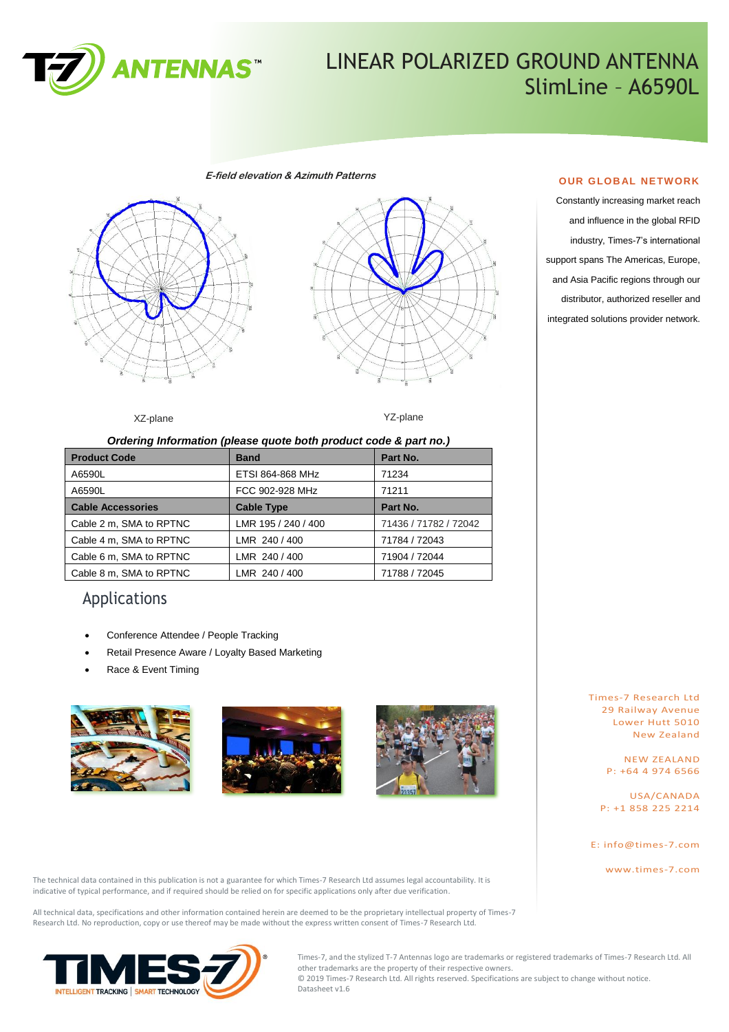# LINEAR POLARIZED GROUND ANTENNA
## SlimLine – A6590L

*E-field elevation & Azimuth Patterns*

XZ-plane

YZ-plane

***Ordering Information (please quote both product code & part no.)***

| Product Code | Band | Part No. |
|---|---|---|
| A6590L | ETSI 864-868 MHz | 71234 |
| A6590L | FCC 902-928 MHz | 71211 |
| **Cable Accessories** | **Cable Type** | **Part No.** |
| Cable 2 m, SMA to RPTNC | LMR 195 / 240 / 400 | 71436 / 71782 / 72042 |
| Cable 4 m, SMA to RPTNC | LMR 240 / 400 | 71784 / 72043 |
| Cable 6 m, SMA to RPTNC | LMR 240 / 400 | 71904 / 72044 |
| Cable 8 m, SMA to RPTNC | LMR 240 / 400 | 71788 / 72045 |

## Applications

- Conference Attendee / People Tracking
- Retail Presence Aware / Loyalty Based Marketing
- Race & Event Timing

**OUR GLOBAL NETWORK**

Constantly increasing market reach and influence in the global RFID industry, Times-7's international support spans The Americas, Europe, and Asia Pacific regions through our distributor, authorized reseller and integrated solutions provider network.

Times-7 Research Ltd
29 Railway Avenue
Lower Hutt 5010
New Zealand

NEW ZEALAND
P: +64 4 974 6566

USA/CANADA
P: +1 858 225 2214

E: info@times-7.com

www.times-7.com

The technical data contained in this publication is not a guarantee for which Times-7 Research Ltd assumes legal accountability. It is indicative of typical performance, and if required should be relied on for specific applications only after due verification.

All technical data, specifications and other information contained herein are deemed to be the proprietary intellectual property of Times-7 Research Ltd. No reproduction, copy or use thereof may be made without the express written consent of Times-7 Research Ltd.

Times-7, and the stylized T-7 Antennas logo are trademarks or registered trademarks of Times-7 Research Ltd. All other trademarks are the property of their respective owners.
© 2019 Times-7 Research Ltd. All rights reserved. Specifications are subject to change without notice.
Datasheet v1.6